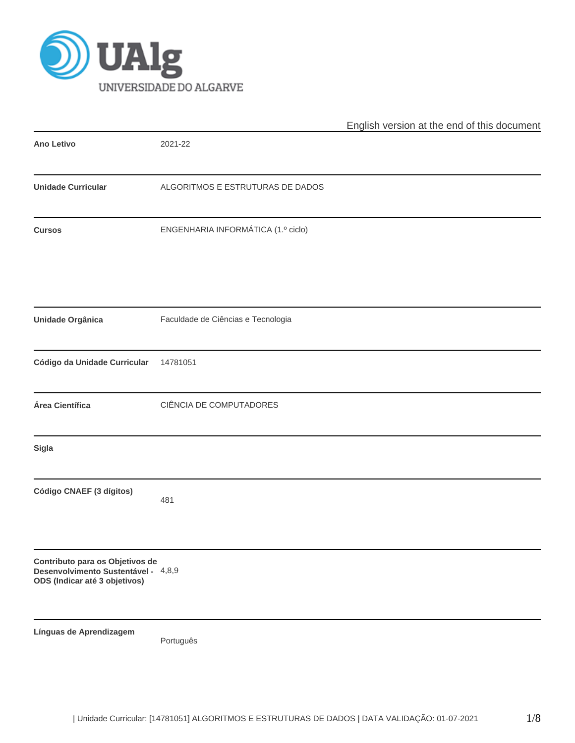English version at the end of this document

| | |
|---|---|
| **Ano Letivo** | 2021-22 |
| **Unidade Curricular** | ALGORITMOS E ESTRUTURAS DE DADOS |
| **Cursos** | ENGENHARIA INFORMÁTICA (1.º ciclo) |
| **Unidade Orgânica** | Faculdade de Ciências e Tecnologia |
| **Código da Unidade Curricular** | 14781051 |
| **Área Científica** | CIÊNCIA DE COMPUTADORES |
| **Sigla** | |
| **Código CNAEF (3 dígitos)** | 481 |
| **Contributo para os Objetivos de Desenvolvimento Sustentável - ODS (Indicar até 3 objetivos)** | 4,8,9 |
| **Línguas de Aprendizagem** | Português |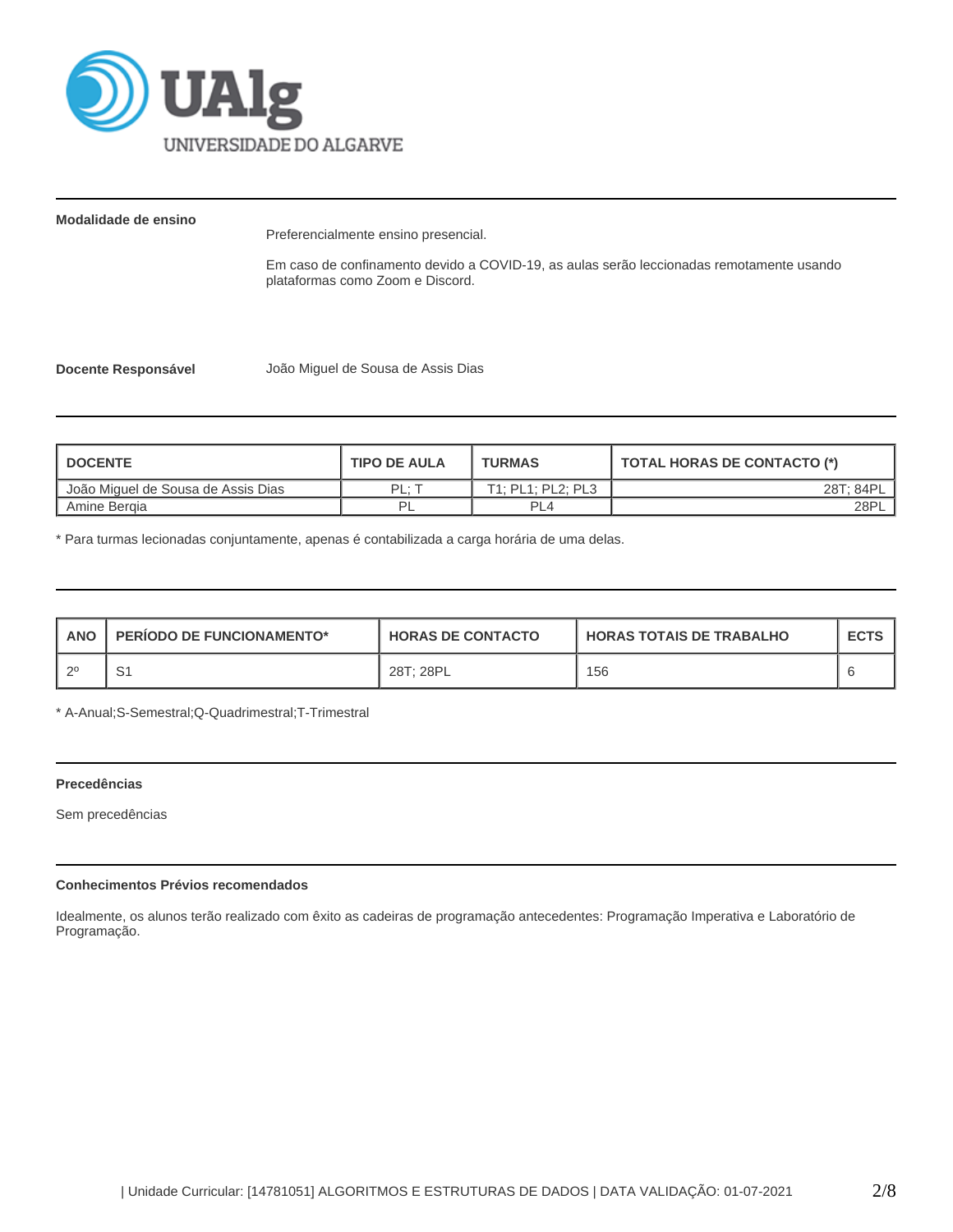**Modalidade de ensino**

Preferencialmente ensino presencial.

Em caso de confinamento devido a COVID-19, as aulas serão leccionadas remotamente usando plataformas como Zoom e Discord.

**Docente Responsável** João Miguel de Sousa de Assis Dias

| DOCENTE | TIPO DE AULA | TURMAS | TOTAL HORAS DE CONTACTO (*) |
|---|---|---|---|
| João Miguel de Sousa de Assis Dias | PL; T | T1; PL1; PL2; PL3 | 28T; 84PL |
| Amine Berqia | PL | PL4 | 28PL |

* Para turmas lecionadas conjuntamente, apenas é contabilizada a carga horária de uma delas.

| ANO | PERÍODO DE FUNCIONAMENTO* | HORAS DE CONTACTO | HORAS TOTAIS DE TRABALHO | ECTS |
|---|---|---|---|---|
| 2º | S1 | 28T; 28PL | 156 | 6 |

* A-Anual;S-Semestral;Q-Quadrimestral;T-Trimestral

**Precedências**

Sem precedências

**Conhecimentos Prévios recomendados**

Idealmente, os alunos terão realizado com êxito as cadeiras de programação antecedentes: Programação Imperativa e Laboratório de Programação.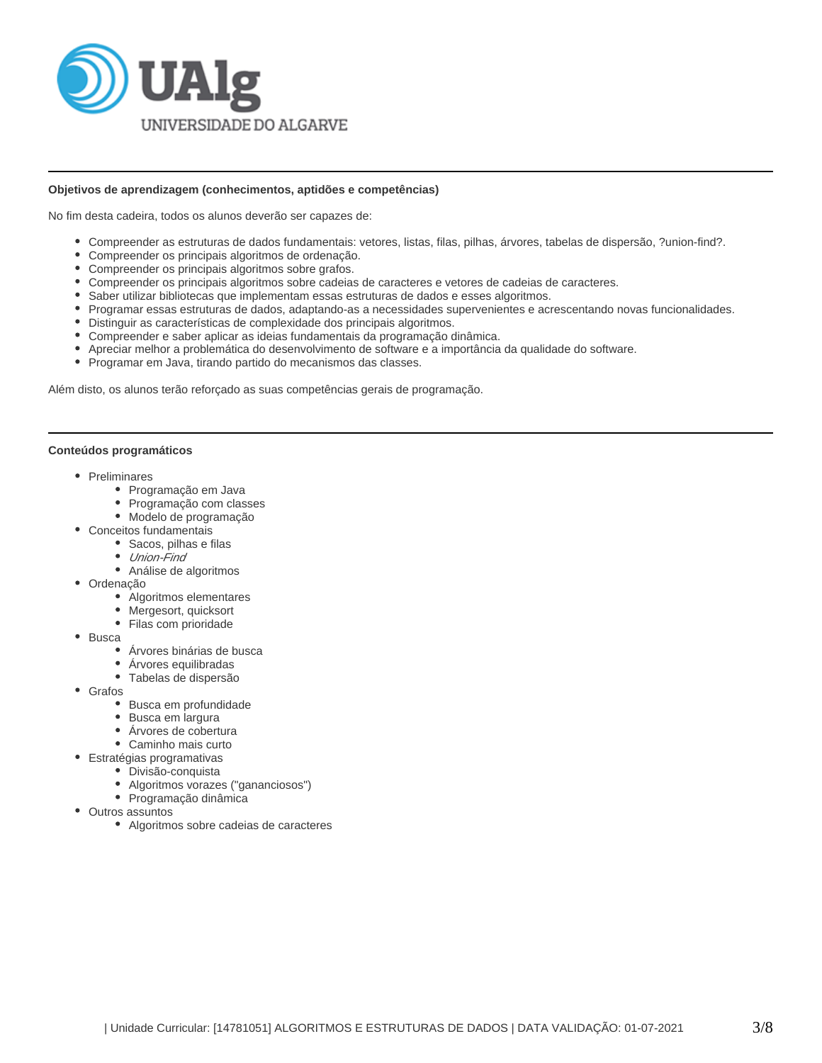**Objetivos de aprendizagem (conhecimentos, aptidões e competências)**

No fim desta cadeira, todos os alunos deverão ser capazes de:

- Compreender as estruturas de dados fundamentais: vetores, listas, filas, pilhas, árvores, tabelas de dispersão, ?union-find?.
- Compreender os principais algoritmos de ordenação.
- Compreender os principais algoritmos sobre grafos.
- Compreender os principais algoritmos sobre cadeias de caracteres e vetores de cadeias de caracteres.
- Saber utilizar bibliotecas que implementam essas estruturas de dados e esses algoritmos.
- Programar essas estruturas de dados, adaptando-as a necessidades supervenientes e acrescentando novas funcionalidades.
- Distinguir as características de complexidade dos principais algoritmos.
- Compreender e saber aplicar as ideias fundamentais da programação dinâmica.
- Apreciar melhor a problemática do desenvolvimento de software e a importância da qualidade do software.
- Programar em Java, tirando partido do mecanismos das classes.

Além disto, os alunos terão reforçado as suas competências gerais de programação.

---

**Conteúdos programáticos**

- Preliminares
  - Programação em Java
  - Programação com classes
  - Modelo de programação
- Conceitos fundamentais
  - Sacos, pilhas e filas
  - *Union-Find*
  - Análise de algoritmos
- Ordenação
  - Algoritmos elementares
  - Mergesort, quicksort
  - Filas com prioridade
- Busca
  - Árvores binárias de busca
  - Árvores equilibradas
  - Tabelas de dispersão
- Grafos
  - Busca em profundidade
  - Busca em largura
  - Árvores de cobertura
  - Caminho mais curto
- Estratégias programativas
  - Divisão-conquista
  - Algoritmos vorazes ("gananciosos")
  - Programação dinâmica
- Outros assuntos
  - Algoritmos sobre cadeias de caracteres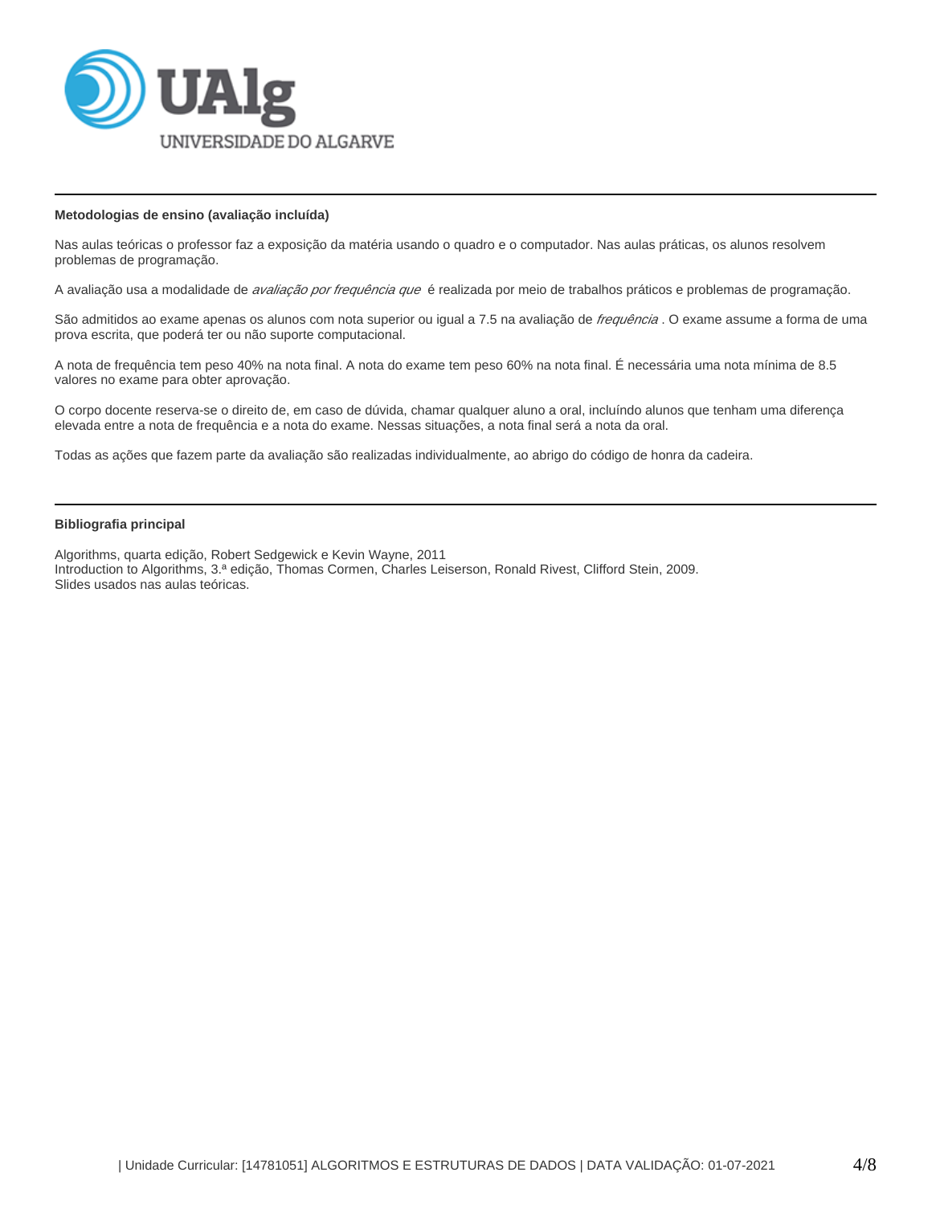**Metodologias de ensino (avaliação incluída)**

Nas aulas teóricas o professor faz a exposição da matéria usando o quadro e o computador. Nas aulas práticas, os alunos resolvem problemas de programação.

A avaliação usa a modalidade de *avaliação por frequência que* é realizada por meio de trabalhos práticos e problemas de programação.

São admitidos ao exame apenas os alunos com nota superior ou igual a 7.5 na avaliação de *frequência* . O exame assume a forma de uma prova escrita, que poderá ter ou não suporte computacional.

A nota de frequência tem peso 40% na nota final. A nota do exame tem peso 60% na nota final. É necessária uma nota mínima de 8.5 valores no exame para obter aprovação.

O corpo docente reserva-se o direito de, em caso de dúvida, chamar qualquer aluno a oral, incluíndo alunos que tenham uma diferença elevada entre a nota de frequência e a nota do exame. Nessas situações, a nota final será a nota da oral.

Todas as ações que fazem parte da avaliação são realizadas individualmente, ao abrigo do código de honra da cadeira.

**Bibliografia principal**

Algorithms, quarta edição, Robert Sedgewick e Kevin Wayne, 2011
Introduction to Algorithms, 3.ª edição, Thomas Cormen, Charles Leiserson, Ronald Rivest, Clifford Stein, 2009.
Slides usados nas aulas teóricas.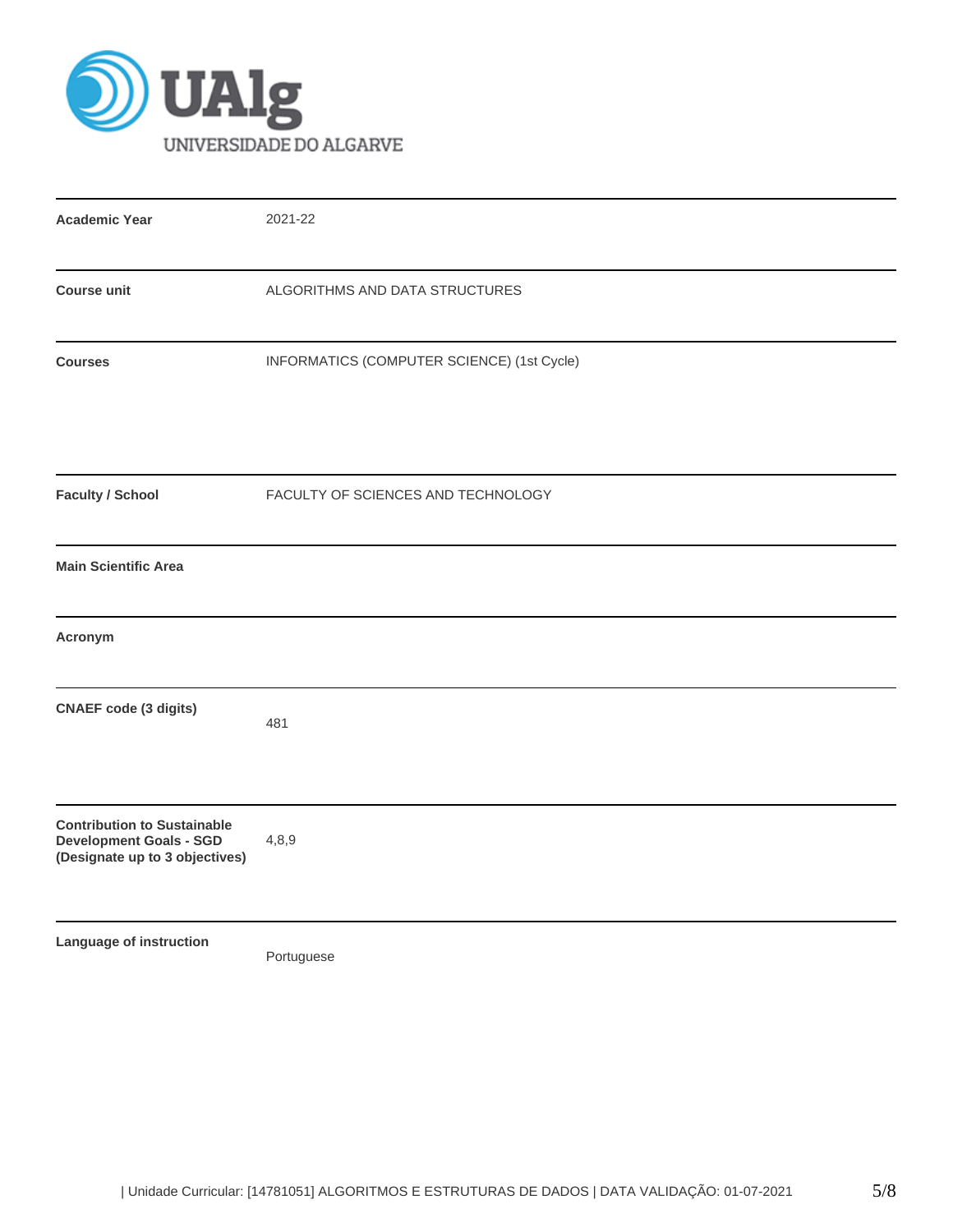| | |
|---|---|
| **Academic Year** | 2021-22 |
| **Course unit** | ALGORITHMS AND DATA STRUCTURES |
| **Courses** | INFORMATICS (COMPUTER SCIENCE) (1st Cycle) |
| **Faculty / School** | FACULTY OF SCIENCES AND TECHNOLOGY |
| **Main Scientific Area** | |
| **Acronym** | |
| **CNAEF code (3 digits)** | 481 |
| **Contribution to Sustainable Development Goals - SGD (Designate up to 3 objectives)** | 4,8,9 |
| **Language of instruction** | Portuguese |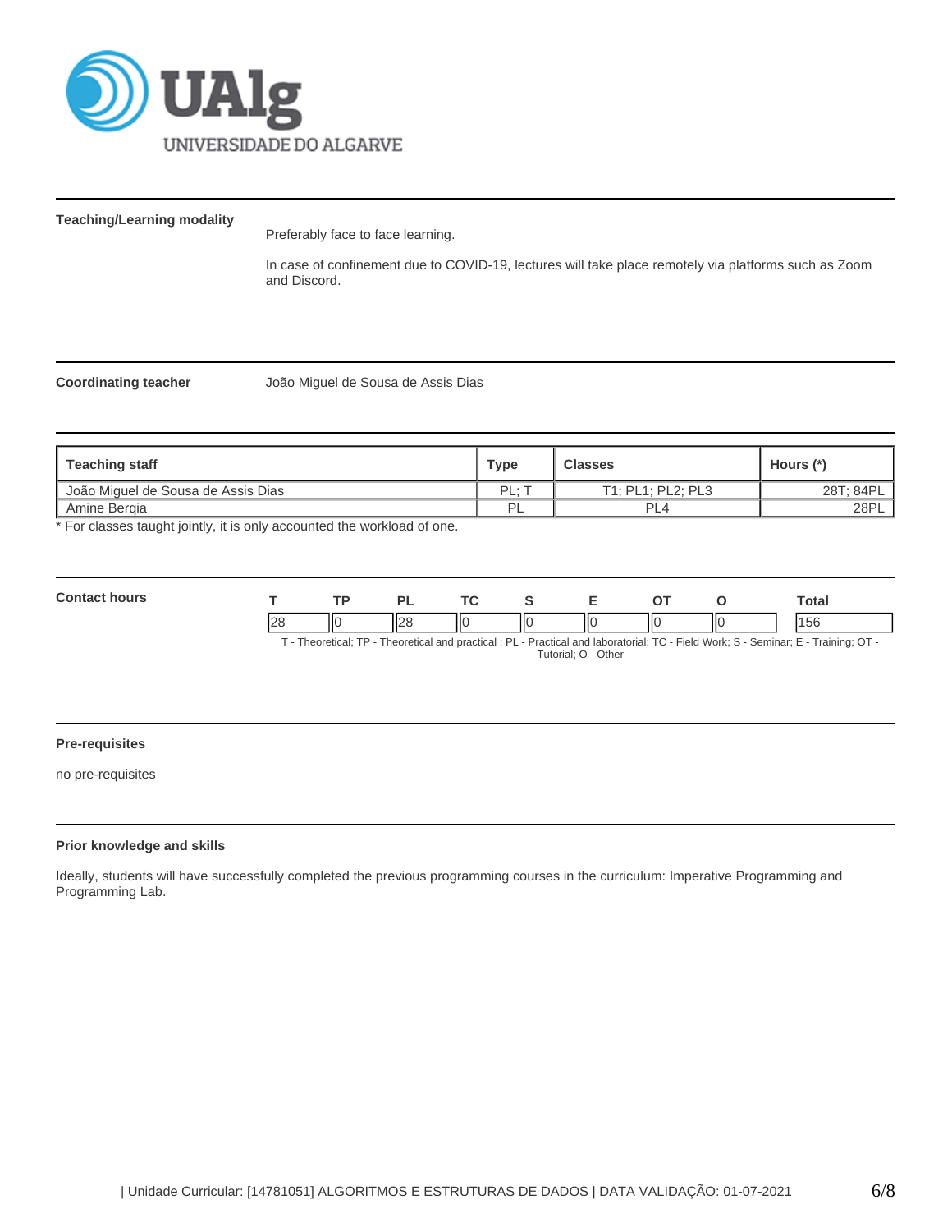**Teaching/Learning modality**

Preferably face to face learning.

In case of confinement due to COVID-19, lectures will take place remotely via platforms such as Zoom and Discord.

**Coordinating teacher**

João Miguel de Sousa de Assis Dias

| Teaching staff | Type | Classes | Hours (*) |
|---|---|---|---|
| João Miguel de Sousa de Assis Dias | PL; T | T1; PL1; PL2; PL3 | 28T; 84PL |
| Amine Berqia | PL | PL4 | 28PL |

* For classes taught jointly, it is only accounted the workload of one.

**Contact hours**

| T | TP | PL | TC | S | E | OT | O | Total |
|---|---|---|---|---|---|---|---|---|
| 28 | 0 | 28 | 0 | 0 | 0 | 0 | 0 | 156 |

T - Theoretical; TP - Theoretical and practical ; PL - Practical and laboratorial; TC - Field Work; S - Seminar; E - Training; OT - Tutorial; O - Other

**Pre-requisites**

no pre-requisites

**Prior knowledge and skills**

Ideally, students will have successfully completed the previous programming courses in the curriculum: Imperative Programming and Programming Lab.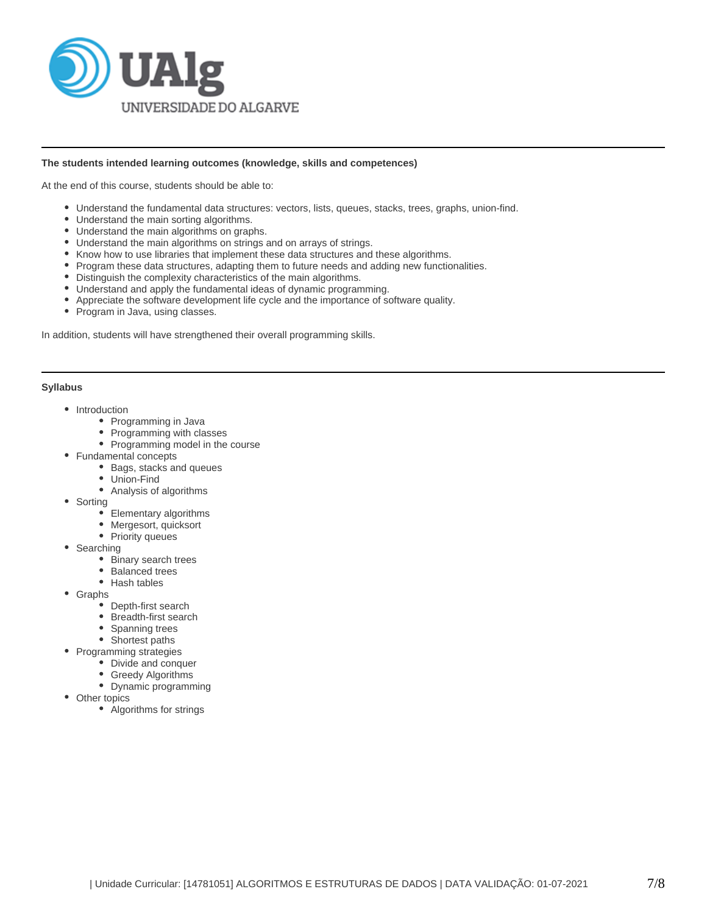**The students intended learning outcomes (knowledge, skills and competences)**

At the end of this course, students should be able to:

- Understand the fundamental data structures: vectors, lists, queues, stacks, trees, graphs, union-find.
- Understand the main sorting algorithms.
- Understand the main algorithms on graphs.
- Understand the main algorithms on strings and on arrays of strings.
- Know how to use libraries that implement these data structures and these algorithms.
- Program these data structures, adapting them to future needs and adding new functionalities.
- Distinguish the complexity characteristics of the main algorithms.
- Understand and apply the fundamental ideas of dynamic programming.
- Appreciate the software development life cycle and the importance of software quality.
- Program in Java, using classes.

In addition, students will have strengthened their overall programming skills.

**Syllabus**

- Introduction
  - Programming in Java
  - Programming with classes
  - Programming model in the course
- Fundamental concepts
  - Bags, stacks and queues
  - Union-Find
  - Analysis of algorithms
- Sorting
  - Elementary algorithms
  - Mergesort, quicksort
  - Priority queues
- Searching
  - Binary search trees
  - Balanced trees
  - Hash tables
- Graphs
  - Depth-first search
  - Breadth-first search
  - Spanning trees
  - Shortest paths
- Programming strategies
  - Divide and conquer
  - Greedy Algorithms
  - Dynamic programming
- Other topics
  - Algorithms for strings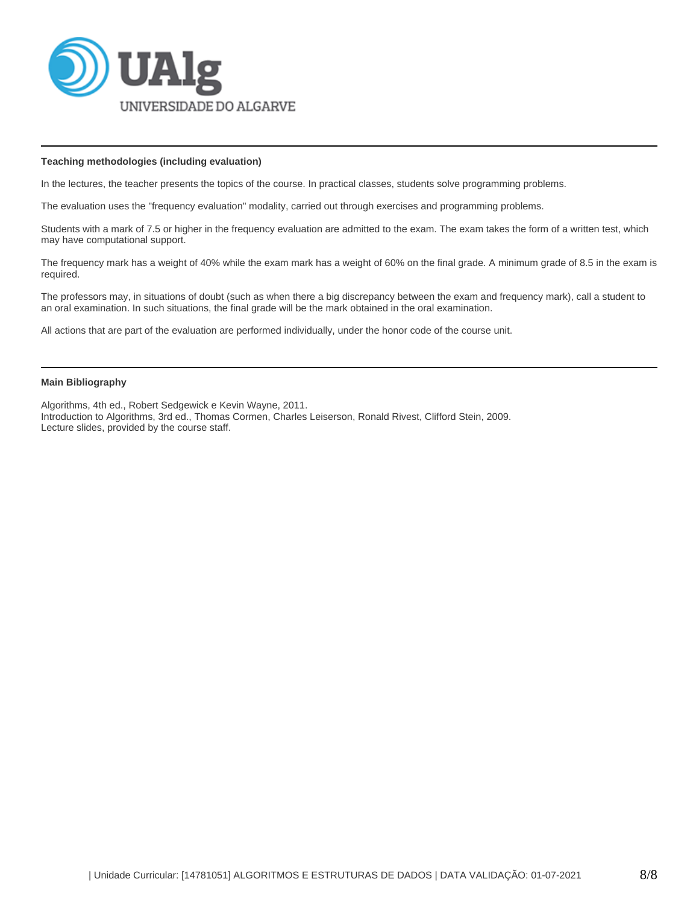**Teaching methodologies (including evaluation)**

In the lectures, the teacher presents the topics of the course. In practical classes, students solve programming problems.

The evaluation uses the "frequency evaluation" modality, carried out through exercises and programming problems.

Students with a mark of 7.5 or higher in the frequency evaluation are admitted to the exam. The exam takes the form of a written test, which may have computational support.

The frequency mark has a weight of 40% while the exam mark has a weight of 60% on the final grade. A minimum grade of 8.5 in the exam is required.

The professors may, in situations of doubt (such as when there a big discrepancy between the exam and frequency mark), call a student to an oral examination. In such situations, the final grade will be the mark obtained in the oral examination.

All actions that are part of the evaluation are performed individually, under the honor code of the course unit.

**Main Bibliography**

Algorithms, 4th ed., Robert Sedgewick e Kevin Wayne, 2011.
Introduction to Algorithms, 3rd ed., Thomas Cormen, Charles Leiserson, Ronald Rivest, Clifford Stein, 2009.
Lecture slides, provided by the course staff.